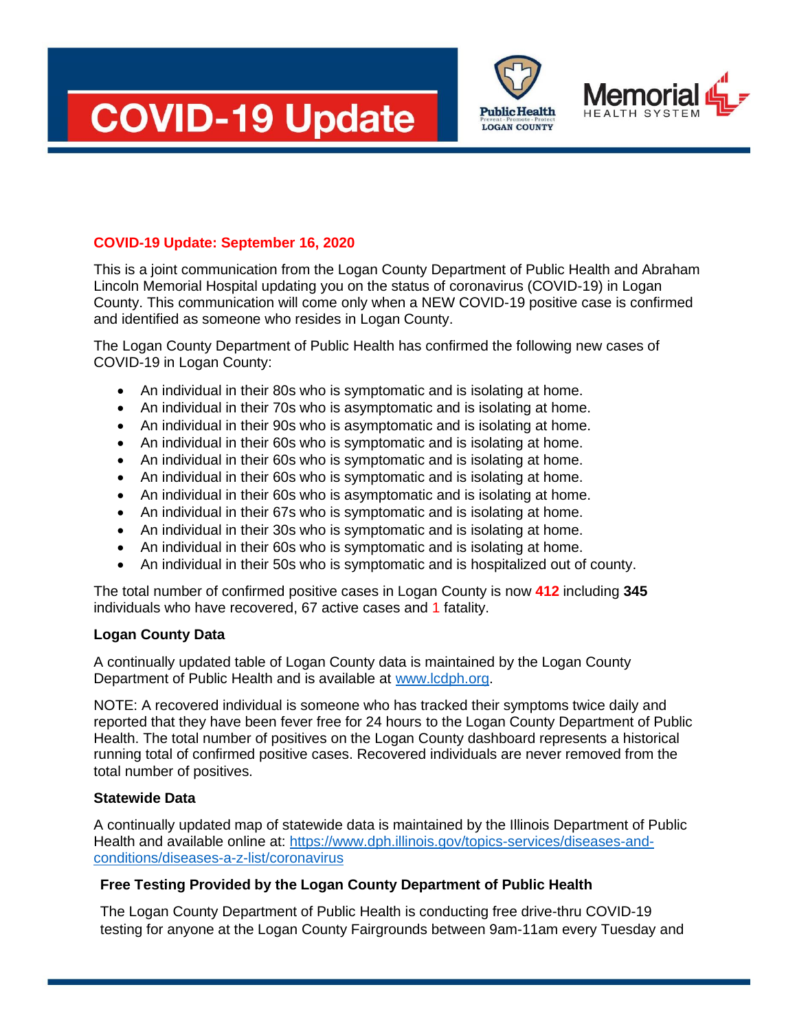# COVID-19 Update

Public Health LOGAN COUNTY
Prevent · Promote · Protect

Memorial HEALTH SYSTEM

**COVID-19 Update: September 16, 2020**

This is a joint communication from the Logan County Department of Public Health and Abraham Lincoln Memorial Hospital updating you on the status of coronavirus (COVID-19) in Logan County. This communication will come only when a NEW COVID-19 positive case is confirmed and identified as someone who resides in Logan County.

The Logan County Department of Public Health has confirmed the following new cases of COVID-19 in Logan County:

- An individual in their 80s who is symptomatic and is isolating at home.
- An individual in their 70s who is asymptomatic and is isolating at home.
- An individual in their 90s who is asymptomatic and is isolating at home.
- An individual in their 60s who is symptomatic and is isolating at home.
- An individual in their 60s who is symptomatic and is isolating at home.
- An individual in their 60s who is symptomatic and is isolating at home.
- An individual in their 60s who is asymptomatic and is isolating at home.
- An individual in their 67s who is symptomatic and is isolating at home.
- An individual in their 30s who is symptomatic and is isolating at home.
- An individual in their 60s who is symptomatic and is isolating at home.
- An individual in their 50s who is symptomatic and is hospitalized out of county.

The total number of confirmed positive cases in Logan County is now **412** including **345** individuals who have recovered, 67 active cases and 1 fatality.

**Logan County Data**

A continually updated table of Logan County data is maintained by the Logan County Department of Public Health and is available at [www.lcdph.org](www.lcdph.org).

NOTE: A recovered individual is someone who has tracked their symptoms twice daily and reported that they have been fever free for 24 hours to the Logan County Department of Public Health. The total number of positives on the Logan County dashboard represents a historical running total of confirmed positive cases. Recovered individuals are never removed from the total number of positives.

**Statewide Data**

A continually updated map of statewide data is maintained by the Illinois Department of Public Health and available online at: [https://www.dph.illinois.gov/topics-services/diseases-and-conditions/diseases-a-z-list/coronavirus](https://www.dph.illinois.gov/topics-services/diseases-and-conditions/diseases-a-z-list/coronavirus)

**Free Testing Provided by the Logan County Department of Public Health**

The Logan County Department of Public Health is conducting free drive-thru COVID-19 testing for anyone at the Logan County Fairgrounds between 9am-11am every Tuesday and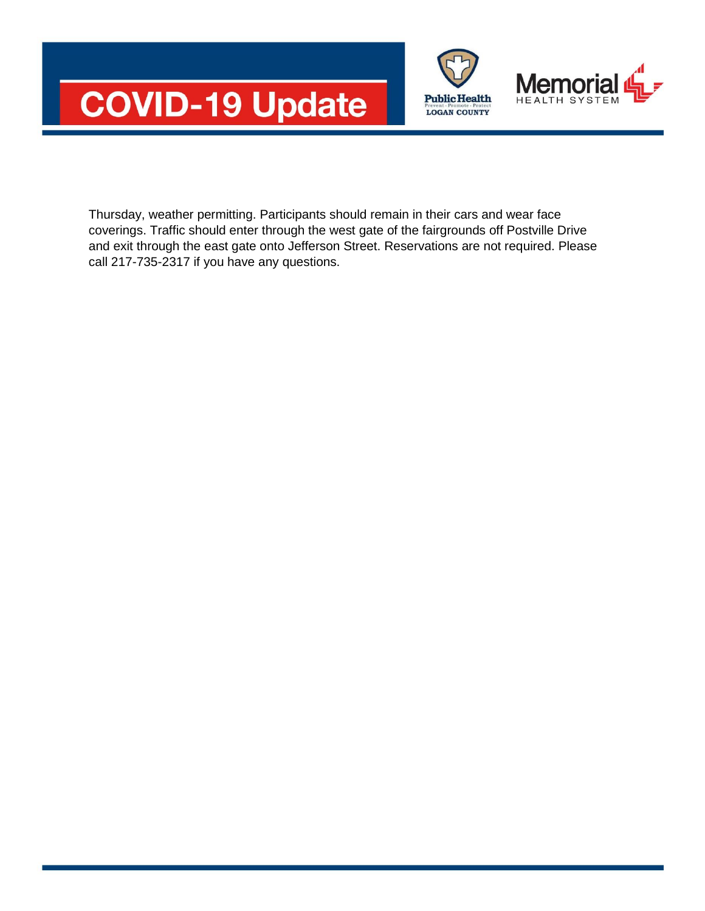Thursday, weather permitting. Participants should remain in their cars and wear face coverings. Traffic should enter through the west gate of the fairgrounds off Postville Drive and exit through the east gate onto Jefferson Street. Reservations are not required. Please call 217-735-2317 if you have any questions.